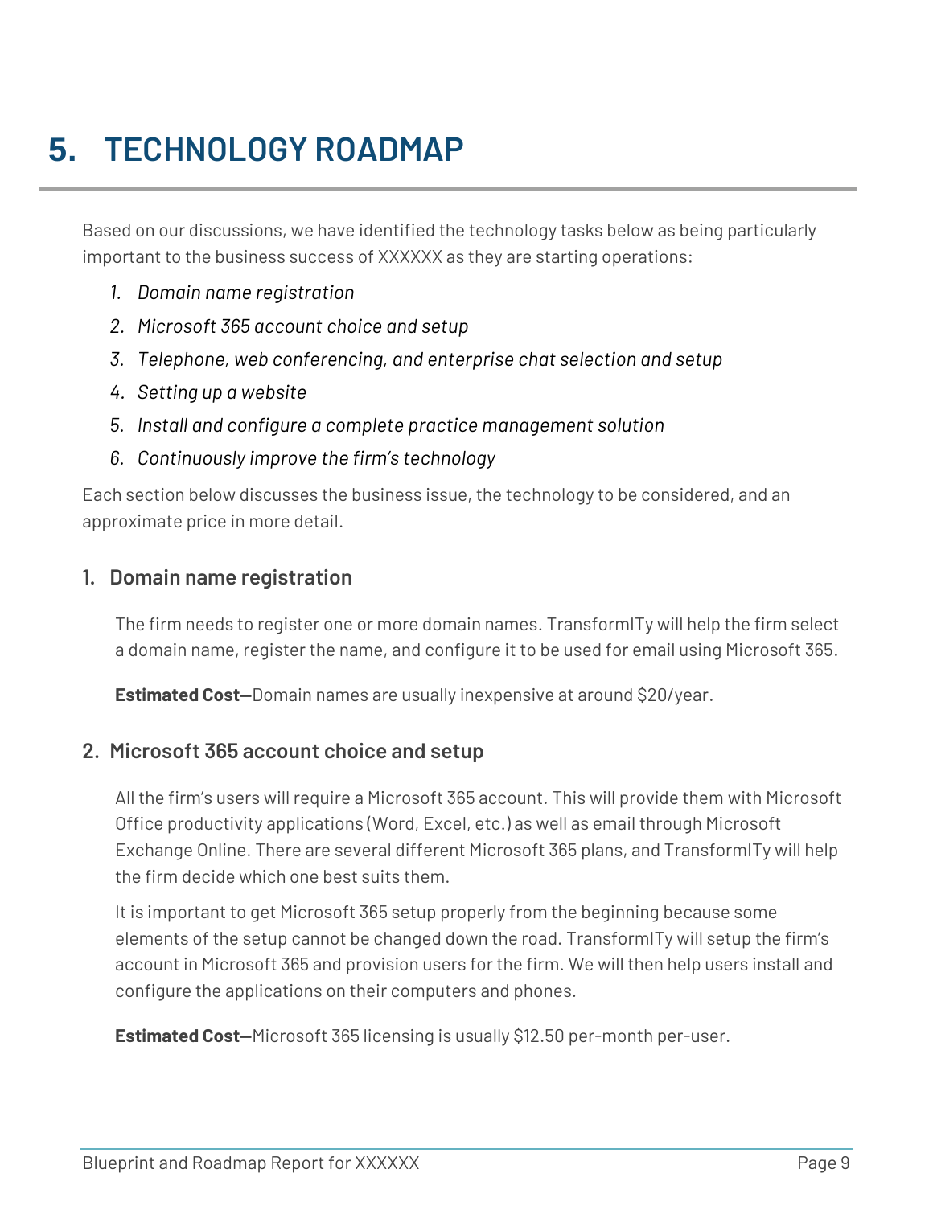# 5. TECHNOLOGY ROADMAP

Based on our discussions, we have identified the technology tasks below as being particularly important to the business success of XXXXXX as they are starting operations:

1. *Domain name registration*
2. *Microsoft 365 account choice and setup*
3. *Telephone, web conferencing, and enterprise chat selection and setup*
4. *Setting up a website*
5. *Install and configure a complete practice management solution*
6. *Continuously improve the firm's technology*

Each section below discusses the business issue, the technology to be considered, and an approximate price in more detail.

## 1. Domain name registration

The firm needs to register one or more domain names. TransformITy will help the firm select a domain name, register the name, and configure it to be used for email using Microsoft 365.

**Estimated Cost—**Domain names are usually inexpensive at around $20/year.

## 2. Microsoft 365 account choice and setup

All the firm's users will require a Microsoft 365 account. This will provide them with Microsoft Office productivity applications (Word, Excel, etc.) as well as email through Microsoft Exchange Online. There are several different Microsoft 365 plans, and TransformITy will help the firm decide which one best suits them.

It is important to get Microsoft 365 setup properly from the beginning because some elements of the setup cannot be changed down the road. TransformITy will setup the firm's account in Microsoft 365 and provision users for the firm. We will then help users install and configure the applications on their computers and phones.

**Estimated Cost—**Microsoft 365 licensing is usually $12.50 per-month per-user.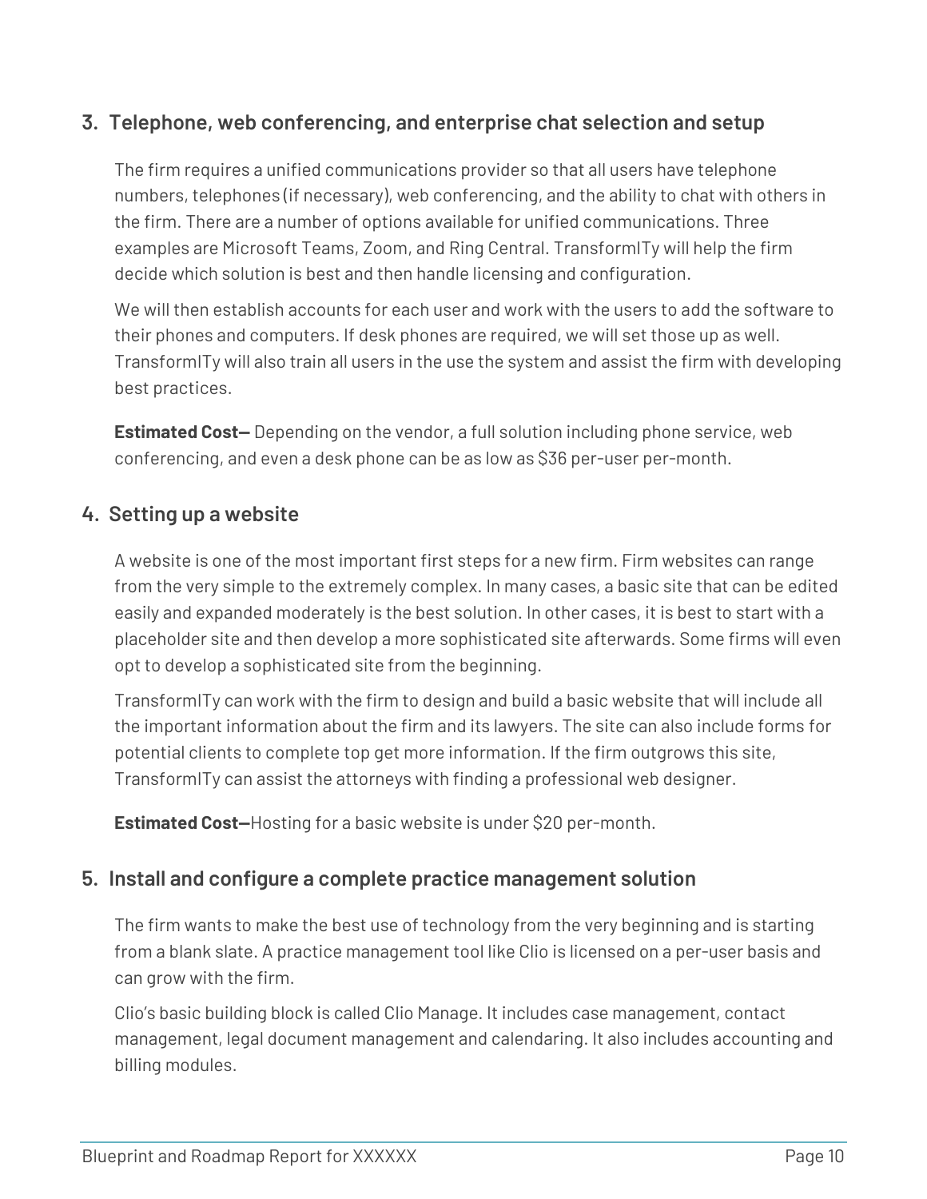## 3. Telephone, web conferencing, and enterprise chat selection and setup

The firm requires a unified communications provider so that all users have telephone numbers, telephones (if necessary), web conferencing, and the ability to chat with others in the firm. There are a number of options available for unified communications. Three examples are Microsoft Teams, Zoom, and Ring Central. TransformITy will help the firm decide which solution is best and then handle licensing and configuration.

We will then establish accounts for each user and work with the users to add the software to their phones and computers. If desk phones are required, we will set those up as well. TransformITy will also train all users in the use the system and assist the firm with developing best practices.

**Estimated Cost—** Depending on the vendor, a full solution including phone service, web conferencing, and even a desk phone can be as low as $36 per-user per-month.

## 4. Setting up a website

A website is one of the most important first steps for a new firm. Firm websites can range from the very simple to the extremely complex. In many cases, a basic site that can be edited easily and expanded moderately is the best solution. In other cases, it is best to start with a placeholder site and then develop a more sophisticated site afterwards. Some firms will even opt to develop a sophisticated site from the beginning.

TransformITy can work with the firm to design and build a basic website that will include all the important information about the firm and its lawyers. The site can also include forms for potential clients to complete top get more information. If the firm outgrows this site, TransformITy can assist the attorneys with finding a professional web designer.

**Estimated Cost—**Hosting for a basic website is under $20 per-month.

## 5. Install and configure a complete practice management solution

The firm wants to make the best use of technology from the very beginning and is starting from a blank slate. A practice management tool like Clio is licensed on a per-user basis and can grow with the firm.

Clio's basic building block is called Clio Manage. It includes case management, contact management, legal document management and calendaring. It also includes accounting and billing modules.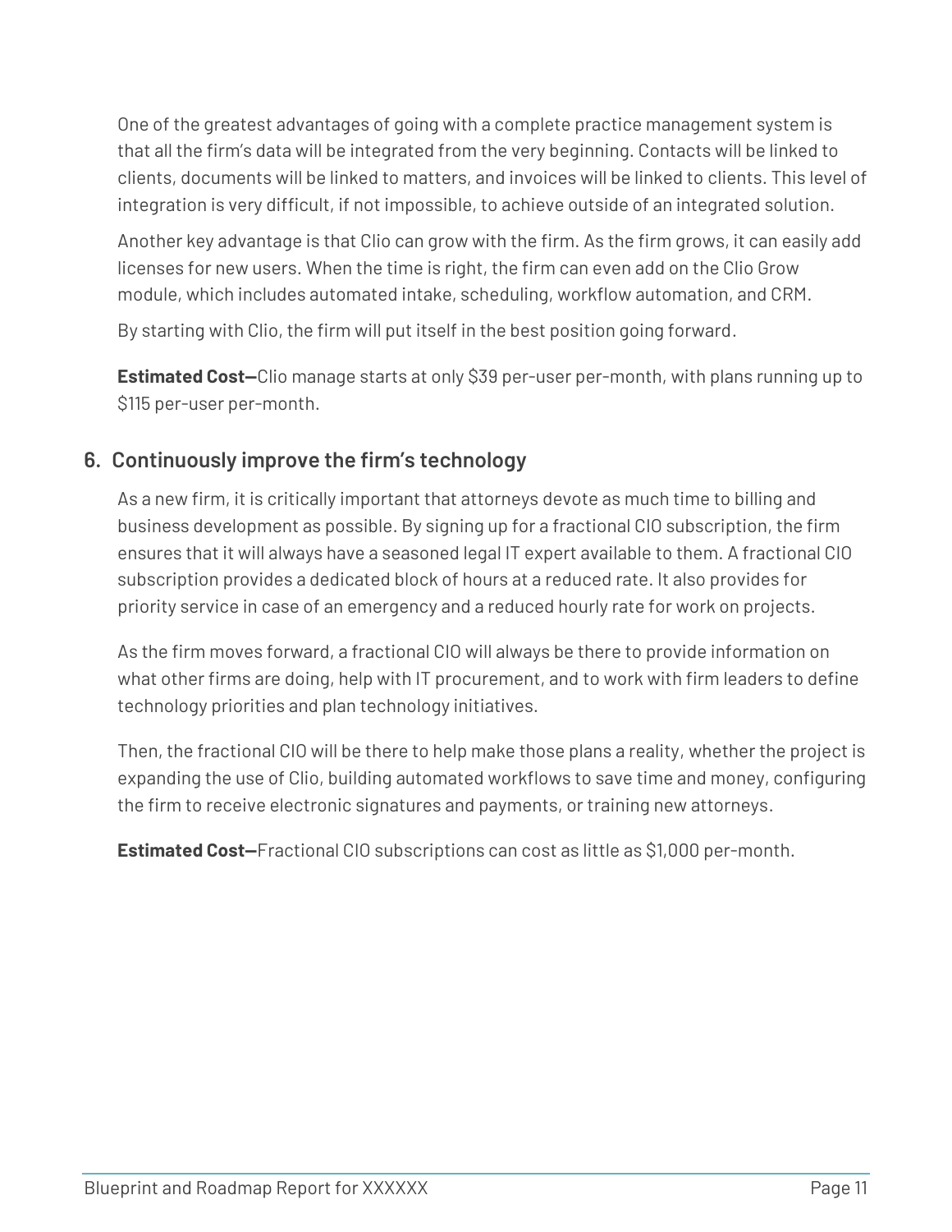One of the greatest advantages of going with a complete practice management system is that all the firm's data will be integrated from the very beginning. Contacts will be linked to clients, documents will be linked to matters, and invoices will be linked to clients. This level of integration is very difficult, if not impossible, to achieve outside of an integrated solution.

Another key advantage is that Clio can grow with the firm. As the firm grows, it can easily add licenses for new users. When the time is right, the firm can even add on the Clio Grow module, which includes automated intake, scheduling, workflow automation, and CRM.

By starting with Clio, the firm will put itself in the best position going forward.

**Estimated Cost—**Clio manage starts at only $39 per-user per-month, with plans running up to $115 per-user per-month.

## 6. Continuously improve the firm's technology

As a new firm, it is critically important that attorneys devote as much time to billing and business development as possible. By signing up for a fractional CIO subscription, the firm ensures that it will always have a seasoned legal IT expert available to them. A fractional CIO subscription provides a dedicated block of hours at a reduced rate. It also provides for priority service in case of an emergency and a reduced hourly rate for work on projects.

As the firm moves forward, a fractional CIO will always be there to provide information on what other firms are doing, help with IT procurement, and to work with firm leaders to define technology priorities and plan technology initiatives.

Then, the fractional CIO will be there to help make those plans a reality, whether the project is expanding the use of Clio, building automated workflows to save time and money, configuring the firm to receive electronic signatures and payments, or training new attorneys.

**Estimated Cost—**Fractional CIO subscriptions can cost as little as $1,000 per-month.